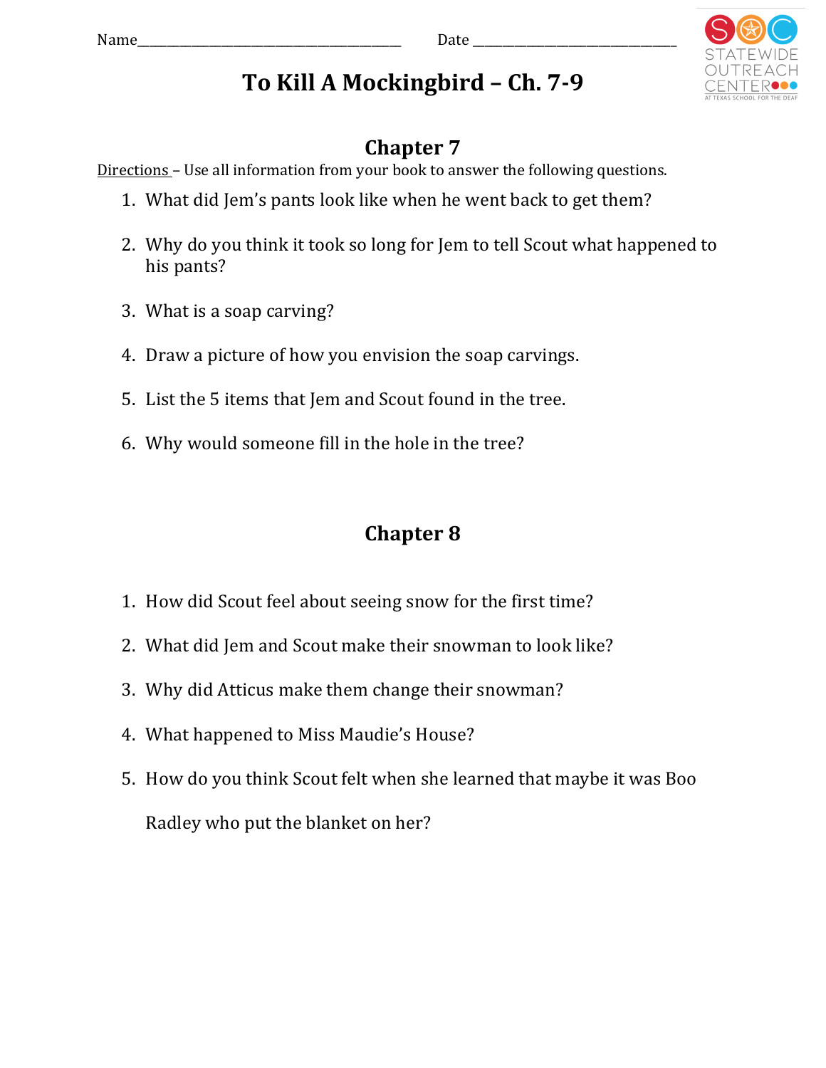Name______________________________________ Date ______________________________

# To Kill A Mockingbird – Ch. 7-9

## Chapter 7

Directions – Use all information from your book to answer the following questions.

1. What did Jem's pants look like when he went back to get them?
2. Why do you think it took so long for Jem to tell Scout what happened to his pants?
3. What is a soap carving?
4. Draw a picture of how you envision the soap carvings.
5. List the 5 items that Jem and Scout found in the tree.
6. Why would someone fill in the hole in the tree?

## Chapter 8

1. How did Scout feel about seeing snow for the first time?
2. What did Jem and Scout make their snowman to look like?
3. Why did Atticus make them change their snowman?
4. What happened to Miss Maudie's House?
5. How do you think Scout felt when she learned that maybe it was Boo Radley who put the blanket on her?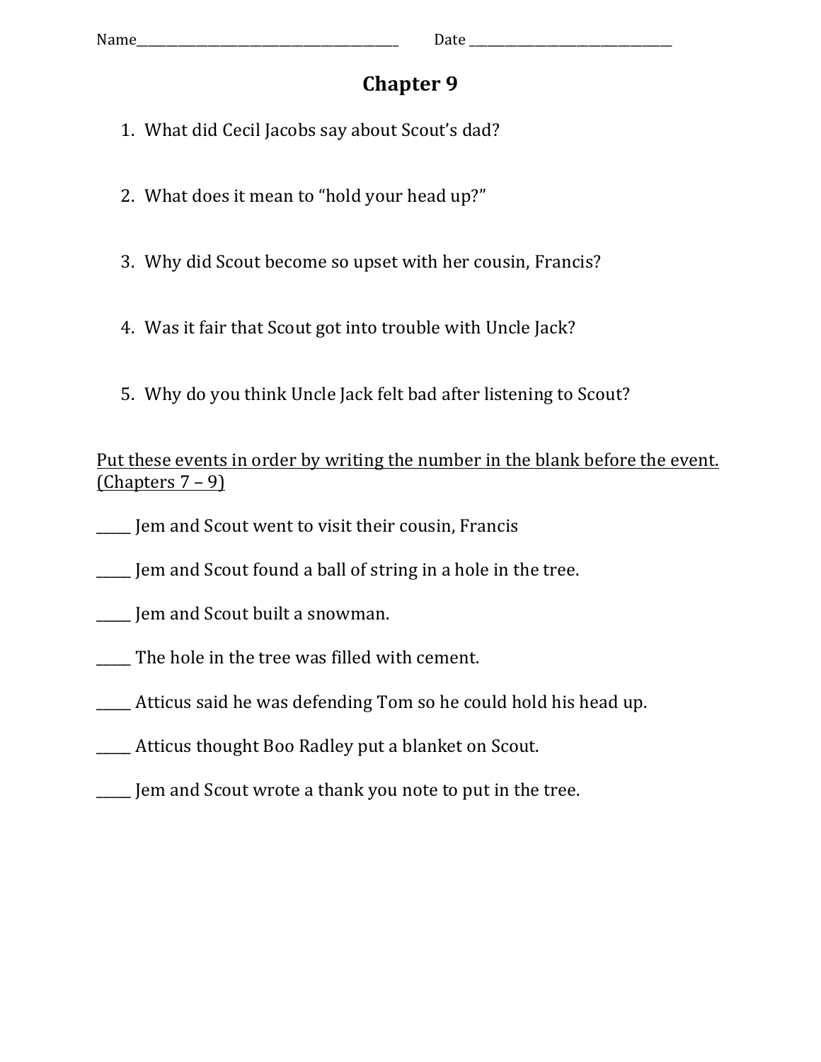Name\_\_\_\_\_\_\_\_\_\_\_\_\_\_\_\_\_\_\_\_\_\_\_\_\_\_\_\_\_\_\_\_\_\_\_\_\_\_\_\_\_\_\_ Date \_\_\_\_\_\_\_\_\_\_\_\_\_\_\_\_\_\_\_\_\_\_\_\_\_\_\_\_\_\_\_\_\_\_\_

# Chapter 9

1. What did Cecil Jacobs say about Scout's dad?

2. What does it mean to "hold your head up?"

3. Why did Scout become so upset with her cousin, Francis?

4. Was it fair that Scout got into trouble with Uncle Jack?

5. Why do you think Uncle Jack felt bad after listening to Scout?

<u>Put these events in order by writing the number in the blank before the event. (Chapters 7 – 9)</u>

\_\_\_\_\_ Jem and Scout went to visit their cousin, Francis

\_\_\_\_\_ Jem and Scout found a ball of string in a hole in the tree.

\_\_\_\_\_ Jem and Scout built a snowman.

\_\_\_\_\_ The hole in the tree was filled with cement.

\_\_\_\_\_ Atticus said he was defending Tom so he could hold his head up.

\_\_\_\_\_ Atticus thought Boo Radley put a blanket on Scout.

\_\_\_\_\_ Jem and Scout wrote a thank you note to put in the tree.